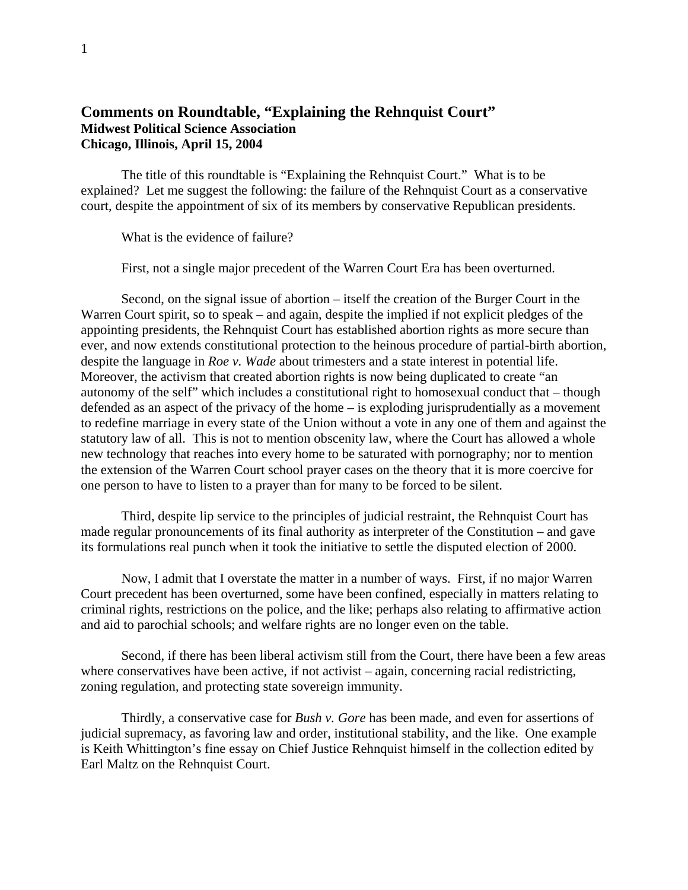## Comments on Roundtable, "Explaining the Rehnquist Court"
**Midwest Political Science Association**
**Chicago, Illinois, April 15, 2004**

The title of this roundtable is "Explaining the Rehnquist Court." What is to be explained? Let me suggest the following: the failure of the Rehnquist Court as a conservative court, despite the appointment of six of its members by conservative Republican presidents.

What is the evidence of failure?

First, not a single major precedent of the Warren Court Era has been overturned.

Second, on the signal issue of abortion – itself the creation of the Burger Court in the Warren Court spirit, so to speak – and again, despite the implied if not explicit pledges of the appointing presidents, the Rehnquist Court has established abortion rights as more secure than ever, and now extends constitutional protection to the heinous procedure of partial-birth abortion, despite the language in *Roe v. Wade* about trimesters and a state interest in potential life. Moreover, the activism that created abortion rights is now being duplicated to create "an autonomy of the self" which includes a constitutional right to homosexual conduct that – though defended as an aspect of the privacy of the home – is exploding jurisprudentially as a movement to redefine marriage in every state of the Union without a vote in any one of them and against the statutory law of all. This is not to mention obscenity law, where the Court has allowed a whole new technology that reaches into every home to be saturated with pornography; nor to mention the extension of the Warren Court school prayer cases on the theory that it is more coercive for one person to have to listen to a prayer than for many to be forced to be silent.

Third, despite lip service to the principles of judicial restraint, the Rehnquist Court has made regular pronouncements of its final authority as interpreter of the Constitution – and gave its formulations real punch when it took the initiative to settle the disputed election of 2000.

Now, I admit that I overstate the matter in a number of ways. First, if no major Warren Court precedent has been overturned, some have been confined, especially in matters relating to criminal rights, restrictions on the police, and the like; perhaps also relating to affirmative action and aid to parochial schools; and welfare rights are no longer even on the table.

Second, if there has been liberal activism still from the Court, there have been a few areas where conservatives have been active, if not activist – again, concerning racial redistricting, zoning regulation, and protecting state sovereign immunity.

Thirdly, a conservative case for *Bush v. Gore* has been made, and even for assertions of judicial supremacy, as favoring law and order, institutional stability, and the like. One example is Keith Whittington's fine essay on Chief Justice Rehnquist himself in the collection edited by Earl Maltz on the Rehnquist Court.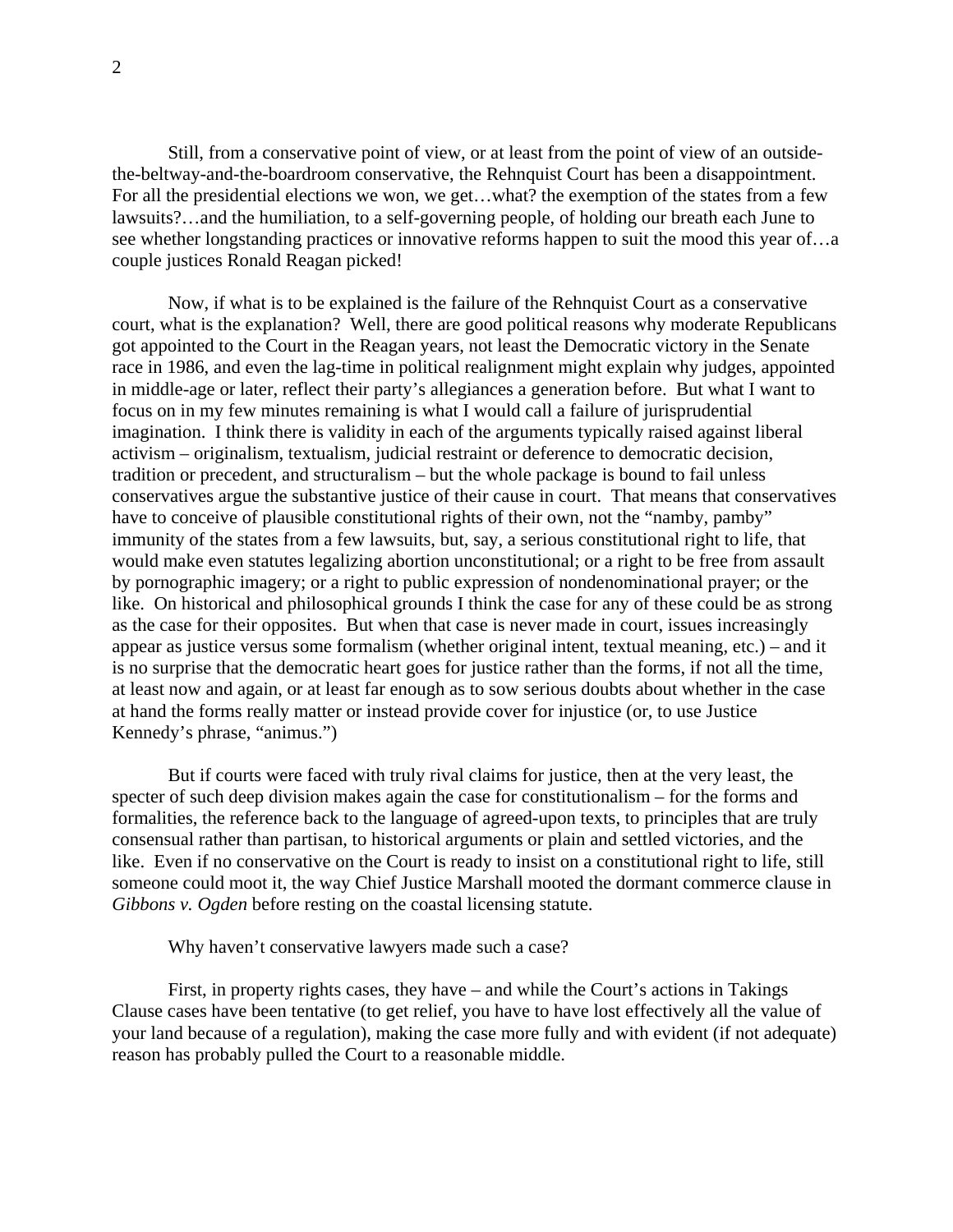Still, from a conservative point of view, or at least from the point of view of an outside-the-beltway-and-the-boardroom conservative, the Rehnquist Court has been a disappointment. For all the presidential elections we won, we get…what? the exemption of the states from a few lawsuits?…and the humiliation, to a self-governing people, of holding our breath each June to see whether longstanding practices or innovative reforms happen to suit the mood this year of…a couple justices Ronald Reagan picked!

Now, if what is to be explained is the failure of the Rehnquist Court as a conservative court, what is the explanation? Well, there are good political reasons why moderate Republicans got appointed to the Court in the Reagan years, not least the Democratic victory in the Senate race in 1986, and even the lag-time in political realignment might explain why judges, appointed in middle-age or later, reflect their party's allegiances a generation before. But what I want to focus on in my few minutes remaining is what I would call a failure of jurisprudential imagination. I think there is validity in each of the arguments typically raised against liberal activism – originalism, textualism, judicial restraint or deference to democratic decision, tradition or precedent, and structuralism – but the whole package is bound to fail unless conservatives argue the substantive justice of their cause in court. That means that conservatives have to conceive of plausible constitutional rights of their own, not the "namby, pamby" immunity of the states from a few lawsuits, but, say, a serious constitutional right to life, that would make even statutes legalizing abortion unconstitutional; or a right to be free from assault by pornographic imagery; or a right to public expression of nondenominational prayer; or the like. On historical and philosophical grounds I think the case for any of these could be as strong as the case for their opposites. But when that case is never made in court, issues increasingly appear as justice versus some formalism (whether original intent, textual meaning, etc.) – and it is no surprise that the democratic heart goes for justice rather than the forms, if not all the time, at least now and again, or at least far enough as to sow serious doubts about whether in the case at hand the forms really matter or instead provide cover for injustice (or, to use Justice Kennedy's phrase, "animus.")

But if courts were faced with truly rival claims for justice, then at the very least, the specter of such deep division makes again the case for constitutionalism – for the forms and formalities, the reference back to the language of agreed-upon texts, to principles that are truly consensual rather than partisan, to historical arguments or plain and settled victories, and the like. Even if no conservative on the Court is ready to insist on a constitutional right to life, still someone could moot it, the way Chief Justice Marshall mooted the dormant commerce clause in *Gibbons v. Ogden* before resting on the coastal licensing statute.

Why haven't conservative lawyers made such a case?

First, in property rights cases, they have – and while the Court's actions in Takings Clause cases have been tentative (to get relief, you have to have lost effectively all the value of your land because of a regulation), making the case more fully and with evident (if not adequate) reason has probably pulled the Court to a reasonable middle.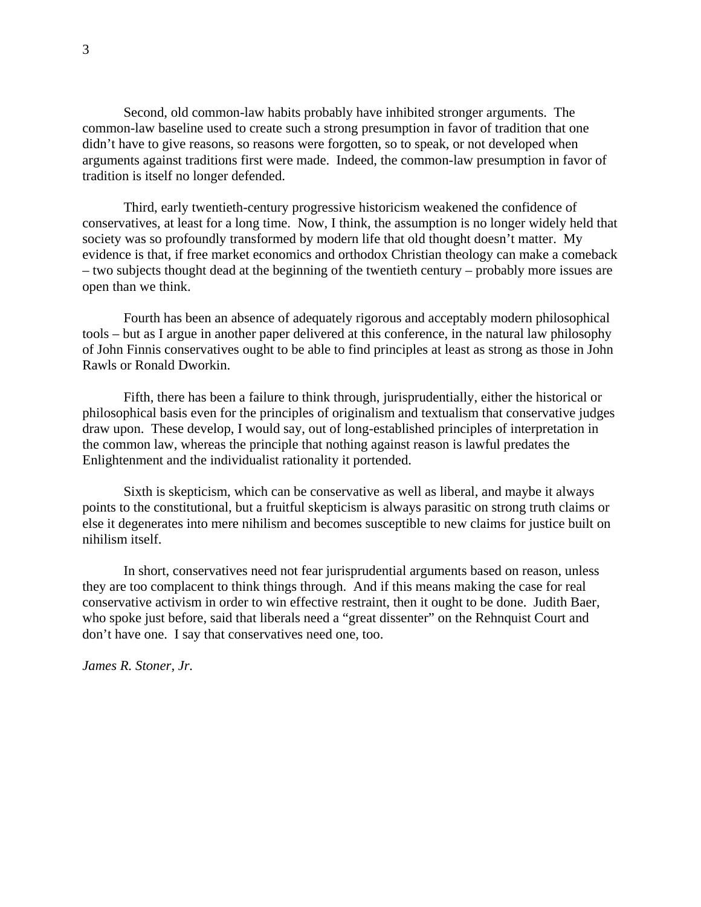Second, old common-law habits probably have inhibited stronger arguments. The common-law baseline used to create such a strong presumption in favor of tradition that one didn't have to give reasons, so reasons were forgotten, so to speak, or not developed when arguments against traditions first were made. Indeed, the common-law presumption in favor of tradition is itself no longer defended.

Third, early twentieth-century progressive historicism weakened the confidence of conservatives, at least for a long time. Now, I think, the assumption is no longer widely held that society was so profoundly transformed by modern life that old thought doesn't matter. My evidence is that, if free market economics and orthodox Christian theology can make a comeback – two subjects thought dead at the beginning of the twentieth century – probably more issues are open than we think.

Fourth has been an absence of adequately rigorous and acceptably modern philosophical tools – but as I argue in another paper delivered at this conference, in the natural law philosophy of John Finnis conservatives ought to be able to find principles at least as strong as those in John Rawls or Ronald Dworkin.

Fifth, there has been a failure to think through, jurisprudentially, either the historical or philosophical basis even for the principles of originalism and textualism that conservative judges draw upon. These develop, I would say, out of long-established principles of interpretation in the common law, whereas the principle that nothing against reason is lawful predates the Enlightenment and the individualist rationality it portended.

Sixth is skepticism, which can be conservative as well as liberal, and maybe it always points to the constitutional, but a fruitful skepticism is always parasitic on strong truth claims or else it degenerates into mere nihilism and becomes susceptible to new claims for justice built on nihilism itself.

In short, conservatives need not fear jurisprudential arguments based on reason, unless they are too complacent to think things through. And if this means making the case for real conservative activism in order to win effective restraint, then it ought to be done. Judith Baer, who spoke just before, said that liberals need a "great dissenter" on the Rehnquist Court and don't have one. I say that conservatives need one, too.

*James R. Stoner, Jr.*